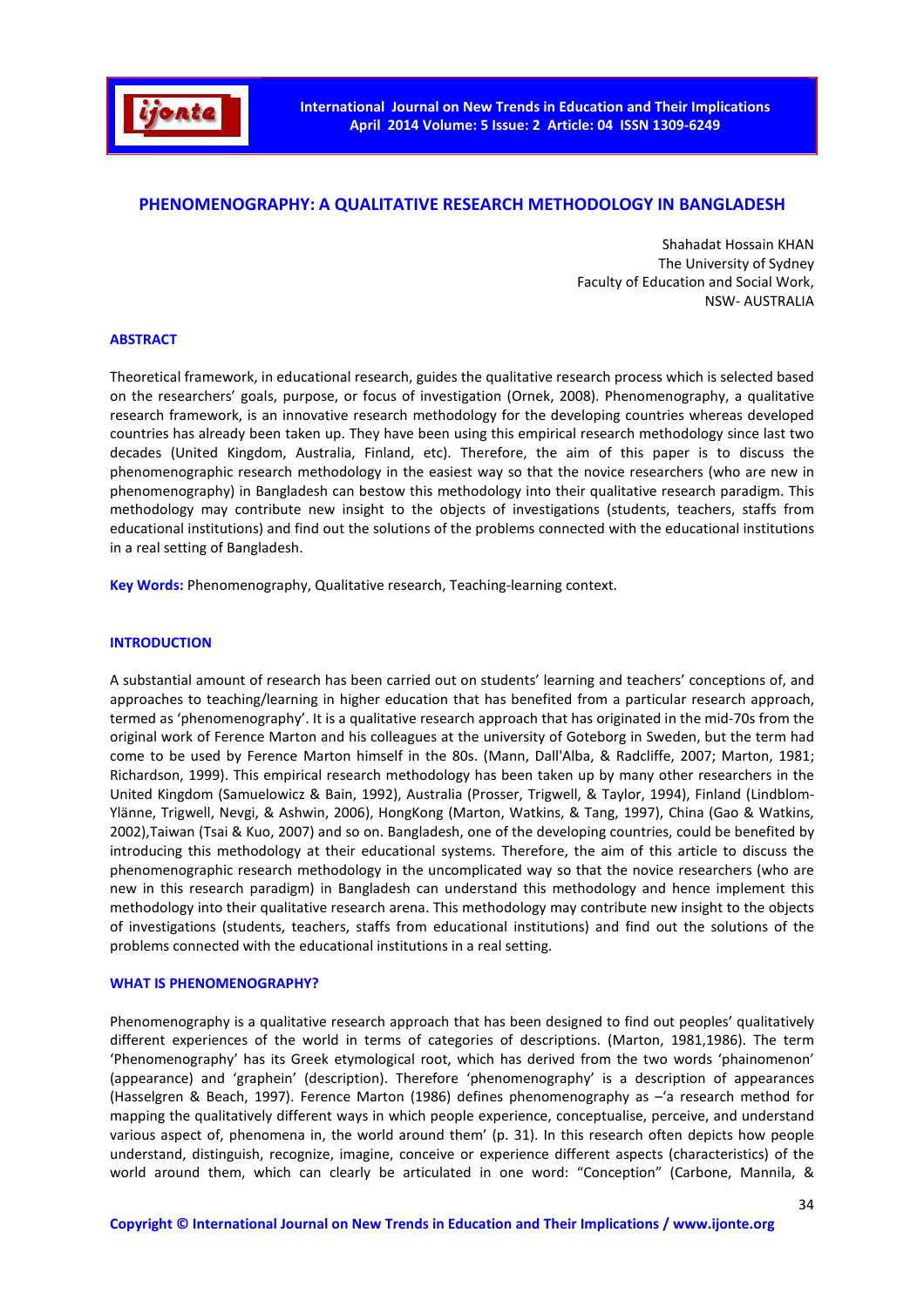# PHENOMENOGRAPHY: A QUALITATIVE RESEARCH METHODOLOGY IN BANGLADESH

Shahadat Hossain KHAN
The University of Sydney
Faculty of Education and Social Work,
NSW- AUSTRALIA

## ABSTRACT

Theoretical framework, in educational research, guides the qualitative research process which is selected based on the researchers' goals, purpose, or focus of investigation (Ornek, 2008). Phenomenography, a qualitative research framework, is an innovative research methodology for the developing countries whereas developed countries has already been taken up. They have been using this empirical research methodology since last two decades (United Kingdom, Australia, Finland, etc). Therefore, the aim of this paper is to discuss the phenomenographic research methodology in the easiest way so that the novice researchers (who are new in phenomenography) in Bangladesh can bestow this methodology into their qualitative research paradigm. This methodology may contribute new insight to the objects of investigations (students, teachers, staffs from educational institutions) and find out the solutions of the problems connected with the educational institutions in a real setting of Bangladesh.

**Key Words:** Phenomenography, Qualitative research, Teaching-learning context.

## INTRODUCTION

A substantial amount of research has been carried out on students' learning and teachers' conceptions of, and approaches to teaching/learning in higher education that has benefited from a particular research approach, termed as 'phenomenography'. It is a qualitative research approach that has originated in the mid-70s from the original work of Ference Marton and his colleagues at the university of Goteborg in Sweden, but the term had come to be used by Ference Marton himself in the 80s. (Mann, Dall'Alba, & Radcliffe, 2007; Marton, 1981; Richardson, 1999). This empirical research methodology has been taken up by many other researchers in the United Kingdom (Samuelowicz & Bain, 1992), Australia (Prosser, Trigwell, & Taylor, 1994), Finland (Lindblom-Ylänne, Trigwell, Nevgi, & Ashwin, 2006), HongKong (Marton, Watkins, & Tang, 1997), China (Gao & Watkins, 2002),Taiwan (Tsai & Kuo, 2007) and so on. Bangladesh, one of the developing countries, could be benefited by introducing this methodology at their educational systems. Therefore, the aim of this article to discuss the phenomenographic research methodology in the uncomplicated way so that the novice researchers (who are new in this research paradigm) in Bangladesh can understand this methodology and hence implement this methodology into their qualitative research arena. This methodology may contribute new insight to the objects of investigations (students, teachers, staffs from educational institutions) and find out the solutions of the problems connected with the educational institutions in a real setting.

## WHAT IS PHENOMENOGRAPHY?

Phenomenography is a qualitative research approach that has been designed to find out peoples' qualitatively different experiences of the world in terms of categories of descriptions. (Marton, 1981,1986). The term 'Phenomenography' has its Greek etymological root, which has derived from the two words 'phainomenon' (appearance) and 'graphein' (description). Therefore 'phenomenography' is a description of appearances (Hasselgren & Beach, 1997). Ference Marton (1986) defines phenomenography as –'a research method for mapping the qualitatively different ways in which people experience, conceptualise, perceive, and understand various aspect of, phenomena in, the world around them' (p. 31). In this research often depicts how people understand, distinguish, recognize, imagine, conceive or experience different aspects (characteristics) of the world around them, which can clearly be articulated in one word: "Conception" (Carbone, Mannila, &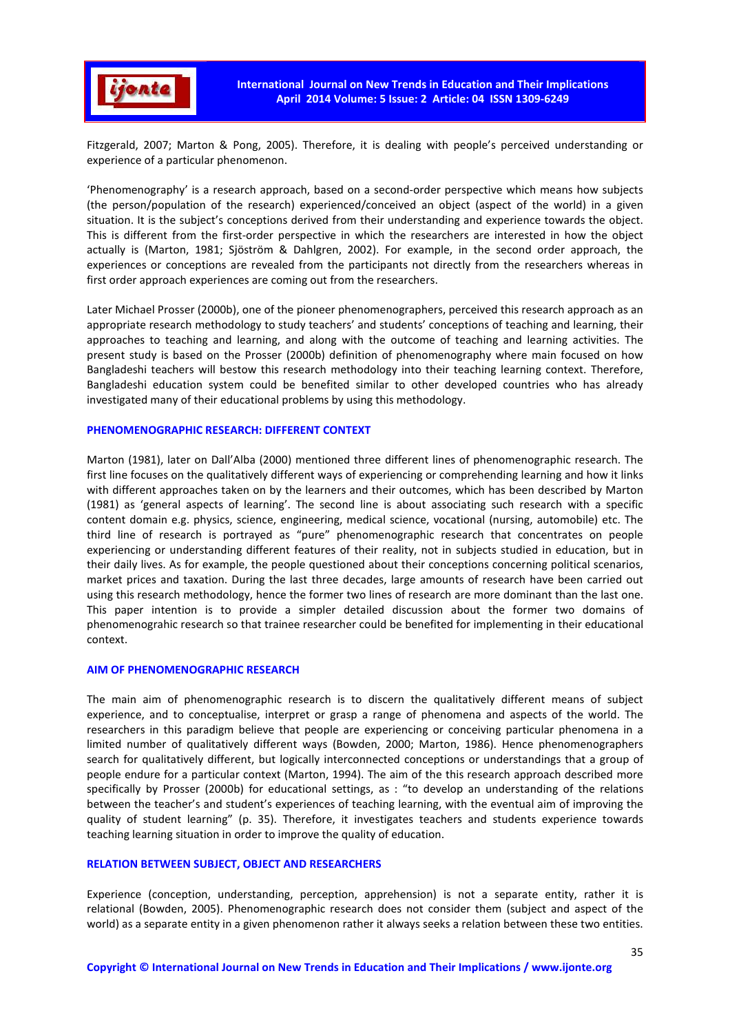Fitzgerald, 2007; Marton & Pong, 2005). Therefore, it is dealing with people's perceived understanding or experience of a particular phenomenon.

'Phenomenography' is a research approach, based on a second-order perspective which means how subjects (the person/population of the research) experienced/conceived an object (aspect of the world) in a given situation. It is the subject's conceptions derived from their understanding and experience towards the object. This is different from the first-order perspective in which the researchers are interested in how the object actually is (Marton, 1981; Sjöström & Dahlgren, 2002). For example, in the second order approach, the experiences or conceptions are revealed from the participants not directly from the researchers whereas in first order approach experiences are coming out from the researchers.

Later Michael Prosser (2000b), one of the pioneer phenomenographers, perceived this research approach as an appropriate research methodology to study teachers' and students' conceptions of teaching and learning, their approaches to teaching and learning, and along with the outcome of teaching and learning activities. The present study is based on the Prosser (2000b) definition of phenomenography where main focused on how Bangladeshi teachers will bestow this research methodology into their teaching learning context. Therefore, Bangladeshi education system could be benefited similar to other developed countries who has already investigated many of their educational problems by using this methodology.

## PHENOMENOGRAPHIC RESEARCH: DIFFERENT CONTEXT

Marton (1981), later on Dall'Alba (2000) mentioned three different lines of phenomenographic research. The first line focuses on the qualitatively different ways of experiencing or comprehending learning and how it links with different approaches taken on by the learners and their outcomes, which has been described by Marton (1981) as 'general aspects of learning'. The second line is about associating such research with a specific content domain e.g. physics, science, engineering, medical science, vocational (nursing, automobile) etc. The third line of research is portrayed as "pure" phenomenographic research that concentrates on people experiencing or understanding different features of their reality, not in subjects studied in education, but in their daily lives. As for example, the people questioned about their conceptions concerning political scenarios, market prices and taxation. During the last three decades, large amounts of research have been carried out using this research methodology, hence the former two lines of research are more dominant than the last one. This paper intention is to provide a simpler detailed discussion about the former two domains of phenomenograhic research so that trainee researcher could be benefited for implementing in their educational context.

## AIM OF PHENOMENOGRAPHIC RESEARCH

The main aim of phenomenographic research is to discern the qualitatively different means of subject experience, and to conceptualise, interpret or grasp a range of phenomena and aspects of the world. The researchers in this paradigm believe that people are experiencing or conceiving particular phenomena in a limited number of qualitatively different ways (Bowden, 2000; Marton, 1986). Hence phenomenographers search for qualitatively different, but logically interconnected conceptions or understandings that a group of people endure for a particular context (Marton, 1994). The aim of the this research approach described more specifically by Prosser (2000b) for educational settings, as : "to develop an understanding of the relations between the teacher's and student's experiences of teaching learning, with the eventual aim of improving the quality of student learning" (p. 35). Therefore, it investigates teachers and students experience towards teaching learning situation in order to improve the quality of education.

## RELATION BETWEEN SUBJECT, OBJECT AND RESEARCHERS

Experience (conception, understanding, perception, apprehension) is not a separate entity, rather it is relational (Bowden, 2005). Phenomenographic research does not consider them (subject and aspect of the world) as a separate entity in a given phenomenon rather it always seeks a relation between these two entities.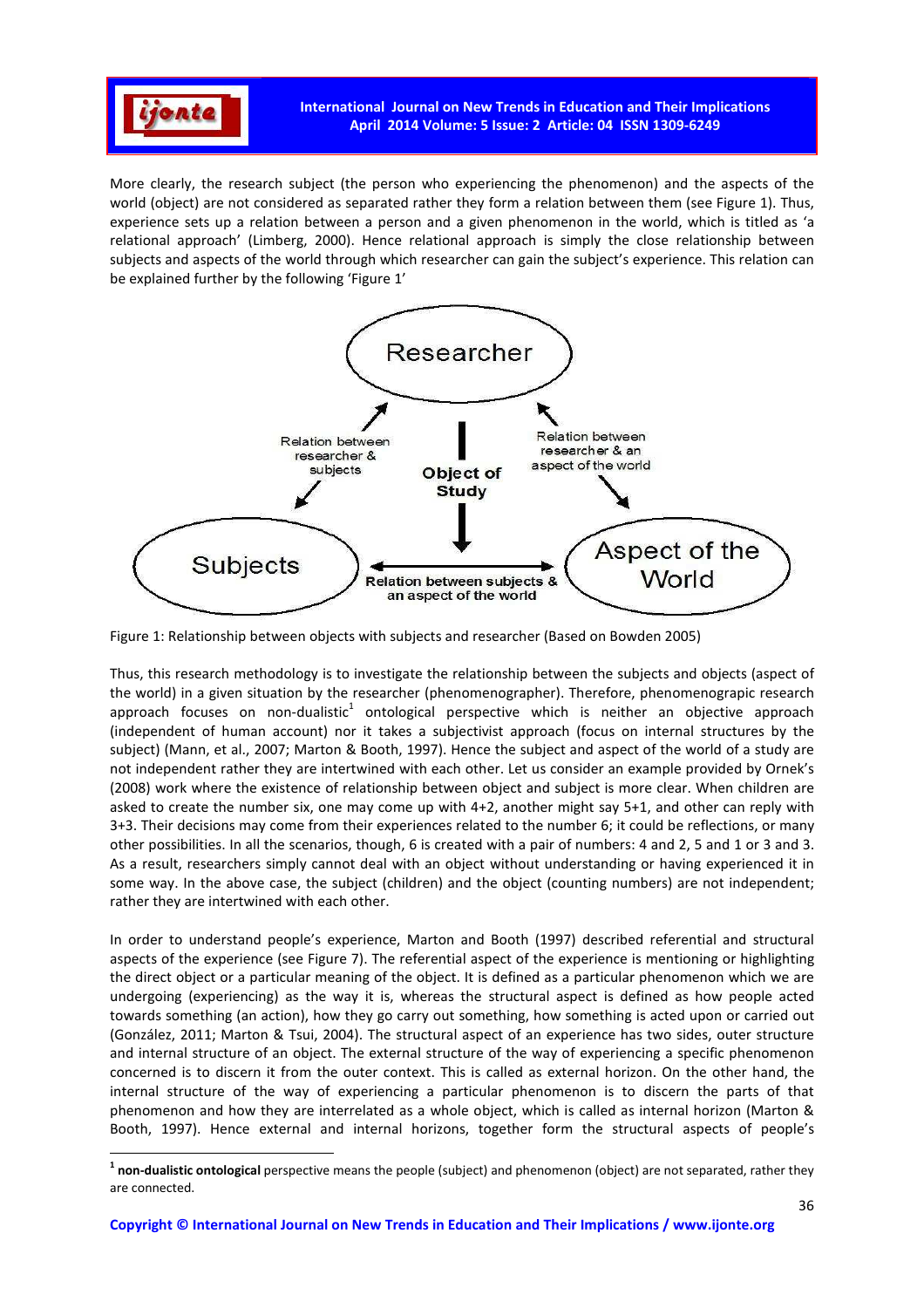More clearly, the research subject (the person who experiencing the phenomenon) and the aspects of the world (object) are not considered as separated rather they form a relation between them (see Figure 1). Thus, experience sets up a relation between a person and a given phenomenon in the world, which is titled as 'a relational approach' (Limberg, 2000). Hence relational approach is simply the close relationship between subjects and aspects of the world through which researcher can gain the subject's experience. This relation can be explained further by the following 'Figure 1'

Researcher

Relation between researcher & subjects

Object of Study

Relation between researcher & an aspect of the world

Subjects

Relation between subjects & an aspect of the world

Aspect of the World

Figure 1: Relationship between objects with subjects and researcher (Based on Bowden 2005)

Thus, this research methodology is to investigate the relationship between the subjects and objects (aspect of the world) in a given situation by the researcher (phenomenographer). Therefore, phenomenograpic research approach focuses on non-dualistic[1] ontological perspective which is neither an objective approach (independent of human account) nor it takes a subjectivist approach (focus on internal structures by the subject) (Mann, et al., 2007; Marton & Booth, 1997). Hence the subject and aspect of the world of a study are not independent rather they are intertwined with each other. Let us consider an example provided by Ornek's (2008) work where the existence of relationship between object and subject is more clear. When children are asked to create the number six, one may come up with 4+2, another might say 5+1, and other can reply with 3+3. Their decisions may come from their experiences related to the number 6; it could be reflections, or many other possibilities. In all the scenarios, though, 6 is created with a pair of numbers: 4 and 2, 5 and 1 or 3 and 3. As a result, researchers simply cannot deal with an object without understanding or having experienced it in some way. In the above case, the subject (children) and the object (counting numbers) are not independent; rather they are intertwined with each other.

In order to understand people's experience, Marton and Booth (1997) described referential and structural aspects of the experience (see Figure 7). The referential aspect of the experience is mentioning or highlighting the direct object or a particular meaning of the object. It is defined as a particular phenomenon which we are undergoing (experiencing) as the way it is, whereas the structural aspect is defined as how people acted towards something (an action), how they go carry out something, how something is acted upon or carried out (González, 2011; Marton & Tsui, 2004). The structural aspect of an experience has two sides, outer structure and internal structure of an object. The external structure of the way of experiencing a specific phenomenon concerned is to discern it from the outer context. This is called as external horizon. On the other hand, the internal structure of the way of experiencing a particular phenomenon is to discern the parts of that phenomenon and how they are interrelated as a whole object, which is called as internal horizon (Marton & Booth, 1997). Hence external and internal horizons, together form the structural aspects of people's

[1] **non-dualistic ontological** perspective means the people (subject) and phenomenon (object) are not separated, rather they are connected.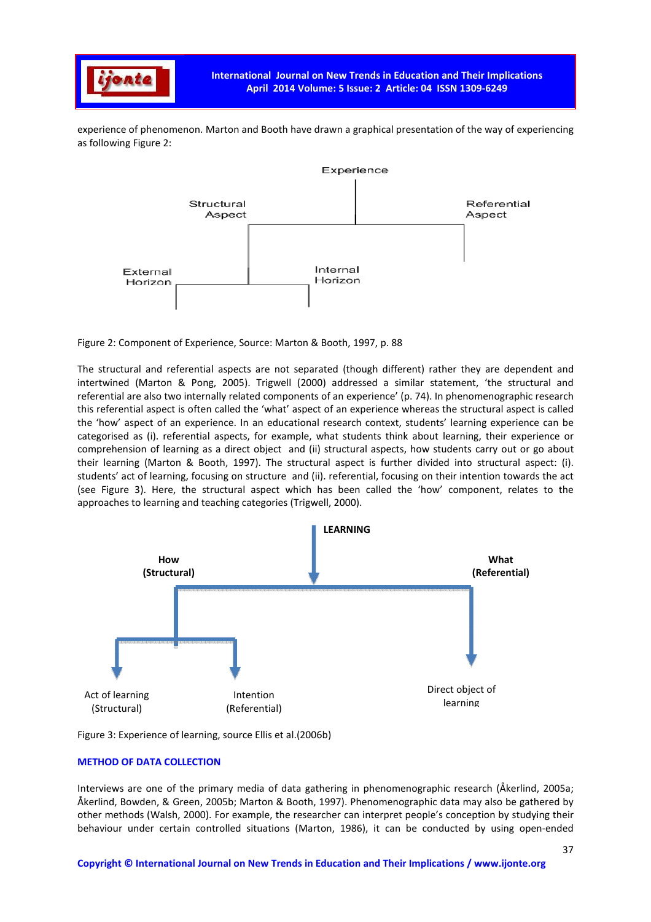experience of phenomenon. Marton and Booth have drawn a graphical presentation of the way of experiencing as following Figure 2:

Experience

Structural Aspect

Referential Aspect

External Horizon

Internal Horizon

Figure 2: Component of Experience, Source: Marton & Booth, 1997, p. 88

The structural and referential aspects are not separated (though different) rather they are dependent and intertwined (Marton & Pong, 2005). Trigwell (2000) addressed a similar statement, 'the structural and referential are also two internally related components of an experience' (p. 74). In phenomenographic research this referential aspect is often called the 'what' aspect of an experience whereas the structural aspect is called the 'how' aspect of an experience. In an educational research context, students' learning experience can be categorised as (i). referential aspects, for example, what students think about learning, their experience or comprehension of learning as a direct object and (ii) structural aspects, how students carry out or go about their learning (Marton & Booth, 1997). The structural aspect is further divided into structural aspect: (i). students' act of learning, focusing on structure and (ii). referential, focusing on their intention towards the act (see Figure 3). Here, the structural aspect which has been called the 'how' component, relates to the approaches to learning and teaching categories (Trigwell, 2000).

**LEARNING**

**How (Structural)**

**What (Referential)**

Act of learning (Structural)

Intention (Referential)

Direct object of learning

Figure 3: Experience of learning, source Ellis et al.(2006b)

## METHOD OF DATA COLLECTION

Interviews are one of the primary media of data gathering in phenomenographic research (Åkerlind, 2005a; Åkerlind, Bowden, & Green, 2005b; Marton & Booth, 1997). Phenomenographic data may also be gathered by other methods (Walsh, 2000). For example, the researcher can interpret people's conception by studying their behaviour under certain controlled situations (Marton, 1986), it can be conducted by using open-ended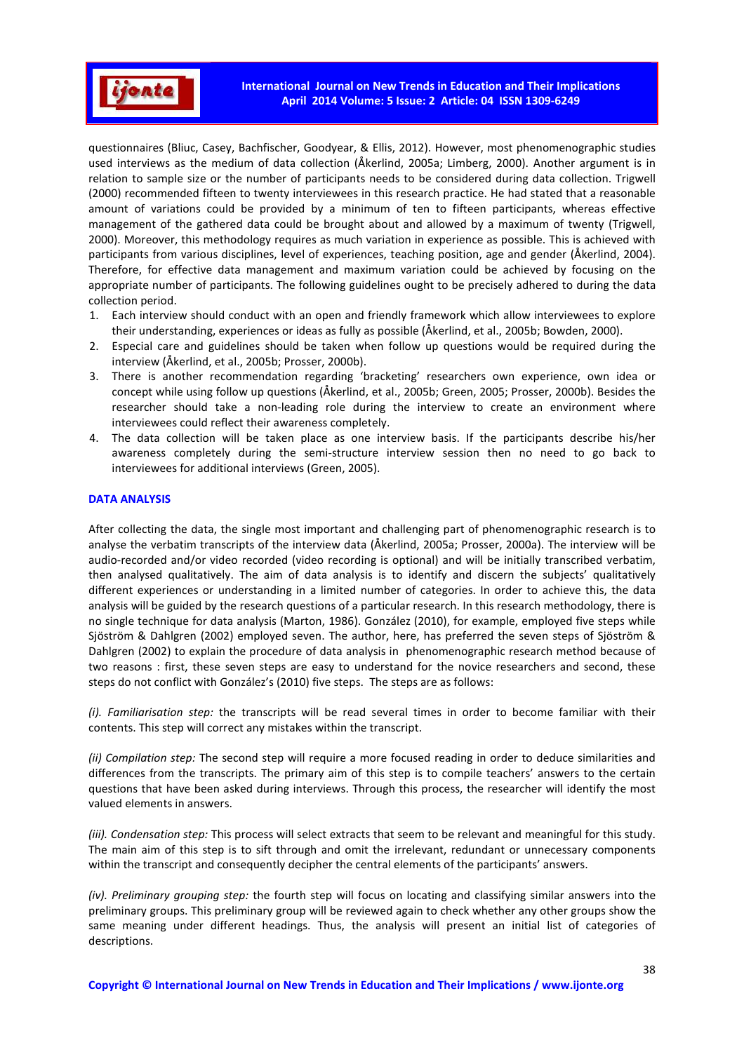questionnaires (Bliuc, Casey, Bachfischer, Goodyear, & Ellis, 2012). However, most phenomenographic studies used interviews as the medium of data collection (Åkerlind, 2005a; Limberg, 2000). Another argument is in relation to sample size or the number of participants needs to be considered during data collection. Trigwell (2000) recommended fifteen to twenty interviewees in this research practice. He had stated that a reasonable amount of variations could be provided by a minimum of ten to fifteen participants, whereas effective management of the gathered data could be brought about and allowed by a maximum of twenty (Trigwell, 2000). Moreover, this methodology requires as much variation in experience as possible. This is achieved with participants from various disciplines, level of experiences, teaching position, age and gender (Åkerlind, 2004). Therefore, for effective data management and maximum variation could be achieved by focusing on the appropriate number of participants. The following guidelines ought to be precisely adhered to during the data collection period.

1. Each interview should conduct with an open and friendly framework which allow interviewees to explore their understanding, experiences or ideas as fully as possible (Åkerlind, et al., 2005b; Bowden, 2000).
2. Especial care and guidelines should be taken when follow up questions would be required during the interview (Åkerlind, et al., 2005b; Prosser, 2000b).
3. There is another recommendation regarding 'bracketing' researchers own experience, own idea or concept while using follow up questions (Åkerlind, et al., 2005b; Green, 2005; Prosser, 2000b). Besides the researcher should take a non-leading role during the interview to create an environment where interviewees could reflect their awareness completely.
4. The data collection will be taken place as one interview basis. If the participants describe his/her awareness completely during the semi-structure interview session then no need to go back to interviewees for additional interviews (Green, 2005).

## DATA ANALYSIS

After collecting the data, the single most important and challenging part of phenomenographic research is to analyse the verbatim transcripts of the interview data (Åkerlind, 2005a; Prosser, 2000a). The interview will be audio-recorded and/or video recorded (video recording is optional) and will be initially transcribed verbatim, then analysed qualitatively. The aim of data analysis is to identify and discern the subjects' qualitatively different experiences or understanding in a limited number of categories. In order to achieve this, the data analysis will be guided by the research questions of a particular research. In this research methodology, there is no single technique for data analysis (Marton, 1986). González (2010), for example, employed five steps while Sjöström & Dahlgren (2002) employed seven. The author, here, has preferred the seven steps of Sjöström & Dahlgren (2002) to explain the procedure of data analysis in phenomenographic research method because of two reasons : first, these seven steps are easy to understand for the novice researchers and second, these steps do not conflict with González's (2010) five steps. The steps are as follows:

*(i). Familiarisation step:* the transcripts will be read several times in order to become familiar with their contents. This step will correct any mistakes within the transcript.

*(ii) Compilation step:* The second step will require a more focused reading in order to deduce similarities and differences from the transcripts. The primary aim of this step is to compile teachers' answers to the certain questions that have been asked during interviews. Through this process, the researcher will identify the most valued elements in answers.

*(iii). Condensation step:* This process will select extracts that seem to be relevant and meaningful for this study. The main aim of this step is to sift through and omit the irrelevant, redundant or unnecessary components within the transcript and consequently decipher the central elements of the participants' answers.

*(iv). Preliminary grouping step:* the fourth step will focus on locating and classifying similar answers into the preliminary groups. This preliminary group will be reviewed again to check whether any other groups show the same meaning under different headings. Thus, the analysis will present an initial list of categories of descriptions.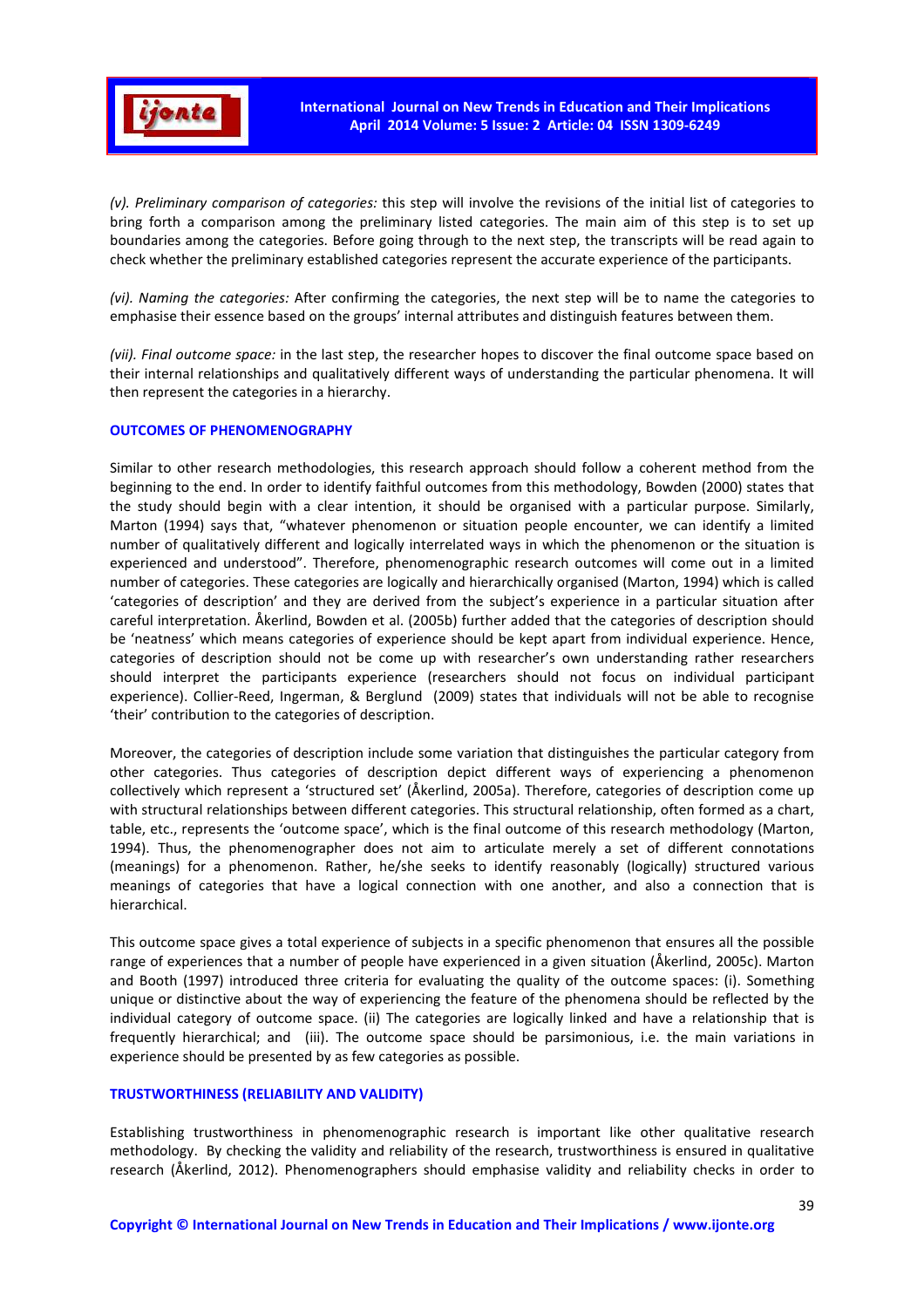*(v). Preliminary comparison of categories:* this step will involve the revisions of the initial list of categories to bring forth a comparison among the preliminary listed categories. The main aim of this step is to set up boundaries among the categories. Before going through to the next step, the transcripts will be read again to check whether the preliminary established categories represent the accurate experience of the participants.

*(vi). Naming the categories:* After confirming the categories, the next step will be to name the categories to emphasise their essence based on the groups' internal attributes and distinguish features between them.

*(vii). Final outcome space:* in the last step, the researcher hopes to discover the final outcome space based on their internal relationships and qualitatively different ways of understanding the particular phenomena. It will then represent the categories in a hierarchy.

## OUTCOMES OF PHENOMENOGRAPHY

Similar to other research methodologies, this research approach should follow a coherent method from the beginning to the end. In order to identify faithful outcomes from this methodology, Bowden (2000) states that the study should begin with a clear intention, it should be organised with a particular purpose. Similarly, Marton (1994) says that, "whatever phenomenon or situation people encounter, we can identify a limited number of qualitatively different and logically interrelated ways in which the phenomenon or the situation is experienced and understood". Therefore, phenomenographic research outcomes will come out in a limited number of categories. These categories are logically and hierarchically organised (Marton, 1994) which is called 'categories of description' and they are derived from the subject's experience in a particular situation after careful interpretation. Åkerlind, Bowden et al. (2005b) further added that the categories of description should be 'neatness' which means categories of experience should be kept apart from individual experience. Hence, categories of description should not be come up with researcher's own understanding rather researchers should interpret the participants experience (researchers should not focus on individual participant experience). Collier-Reed, Ingerman, & Berglund (2009) states that individuals will not be able to recognise 'their' contribution to the categories of description.

Moreover, the categories of description include some variation that distinguishes the particular category from other categories. Thus categories of description depict different ways of experiencing a phenomenon collectively which represent a 'structured set' (Åkerlind, 2005a). Therefore, categories of description come up with structural relationships between different categories. This structural relationship, often formed as a chart, table, etc., represents the 'outcome space', which is the final outcome of this research methodology (Marton, 1994). Thus, the phenomenographer does not aim to articulate merely a set of different connotations (meanings) for a phenomenon. Rather, he/she seeks to identify reasonably (logically) structured various meanings of categories that have a logical connection with one another, and also a connection that is hierarchical.

This outcome space gives a total experience of subjects in a specific phenomenon that ensures all the possible range of experiences that a number of people have experienced in a given situation (Åkerlind, 2005c). Marton and Booth (1997) introduced three criteria for evaluating the quality of the outcome spaces: (i). Something unique or distinctive about the way of experiencing the feature of the phenomena should be reflected by the individual category of outcome space. (ii) The categories are logically linked and have a relationship that is frequently hierarchical; and (iii). The outcome space should be parsimonious, i.e. the main variations in experience should be presented by as few categories as possible.

## TRUSTWORTHINESS (RELIABILITY AND VALIDITY)

Establishing trustworthiness in phenomenographic research is important like other qualitative research methodology. By checking the validity and reliability of the research, trustworthiness is ensured in qualitative research (Åkerlind, 2012). Phenomenographers should emphasise validity and reliability checks in order to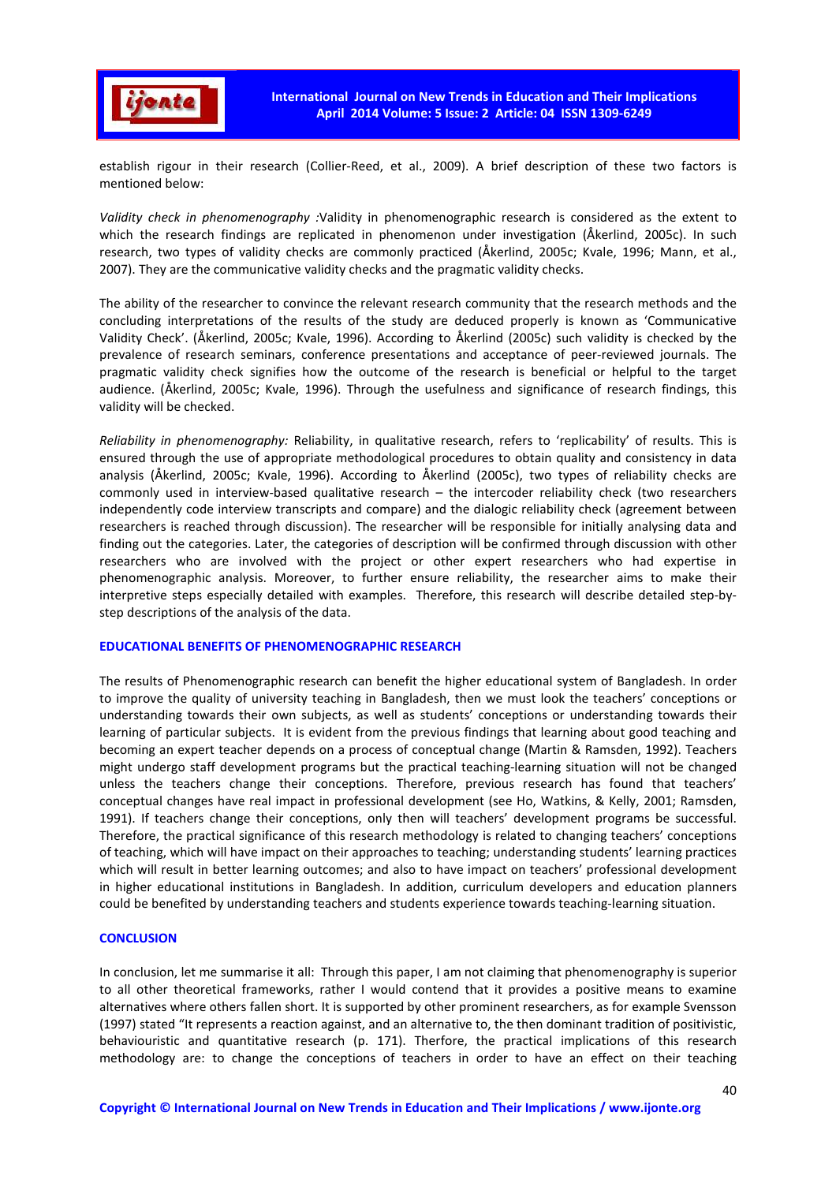establish rigour in their research (Collier-Reed, et al., 2009). A brief description of these two factors is mentioned below:

*Validity check in phenomenography :*Validity in phenomenographic research is considered as the extent to which the research findings are replicated in phenomenon under investigation (Åkerlind, 2005c). In such research, two types of validity checks are commonly practiced (Åkerlind, 2005c; Kvale, 1996; Mann, et al., 2007). They are the communicative validity checks and the pragmatic validity checks.

The ability of the researcher to convince the relevant research community that the research methods and the concluding interpretations of the results of the study are deduced properly is known as 'Communicative Validity Check'. (Åkerlind, 2005c; Kvale, 1996). According to Åkerlind (2005c) such validity is checked by the prevalence of research seminars, conference presentations and acceptance of peer-reviewed journals. The pragmatic validity check signifies how the outcome of the research is beneficial or helpful to the target audience. (Åkerlind, 2005c; Kvale, 1996). Through the usefulness and significance of research findings, this validity will be checked.

*Reliability in phenomenography:* Reliability, in qualitative research, refers to 'replicability' of results. This is ensured through the use of appropriate methodological procedures to obtain quality and consistency in data analysis (Åkerlind, 2005c; Kvale, 1996). According to Åkerlind (2005c), two types of reliability checks are commonly used in interview-based qualitative research – the intercoder reliability check (two researchers independently code interview transcripts and compare) and the dialogic reliability check (agreement between researchers is reached through discussion). The researcher will be responsible for initially analysing data and finding out the categories. Later, the categories of description will be confirmed through discussion with other researchers who are involved with the project or other expert researchers who had expertise in phenomenographic analysis. Moreover, to further ensure reliability, the researcher aims to make their interpretive steps especially detailed with examples. Therefore, this research will describe detailed step-by-step descriptions of the analysis of the data.

## EDUCATIONAL BENEFITS OF PHENOMENOGRAPHIC RESEARCH

The results of Phenomenographic research can benefit the higher educational system of Bangladesh. In order to improve the quality of university teaching in Bangladesh, then we must look the teachers' conceptions or understanding towards their own subjects, as well as students' conceptions or understanding towards their learning of particular subjects. It is evident from the previous findings that learning about good teaching and becoming an expert teacher depends on a process of conceptual change (Martin & Ramsden, 1992). Teachers might undergo staff development programs but the practical teaching-learning situation will not be changed unless the teachers change their conceptions. Therefore, previous research has found that teachers' conceptual changes have real impact in professional development (see Ho, Watkins, & Kelly, 2001; Ramsden, 1991). If teachers change their conceptions, only then will teachers' development programs be successful. Therefore, the practical significance of this research methodology is related to changing teachers' conceptions of teaching, which will have impact on their approaches to teaching; understanding students' learning practices which will result in better learning outcomes; and also to have impact on teachers' professional development in higher educational institutions in Bangladesh. In addition, curriculum developers and education planners could be benefited by understanding teachers and students experience towards teaching-learning situation.

## CONCLUSION

In conclusion, let me summarise it all: Through this paper, I am not claiming that phenomenography is superior to all other theoretical frameworks, rather I would contend that it provides a positive means to examine alternatives where others fallen short. It is supported by other prominent researchers, as for example Svensson (1997) stated "It represents a reaction against, and an alternative to, the then dominant tradition of positivistic, behaviouristic and quantitative research (p. 171). Therfore, the practical implications of this research methodology are: to change the conceptions of teachers in order to have an effect on their teaching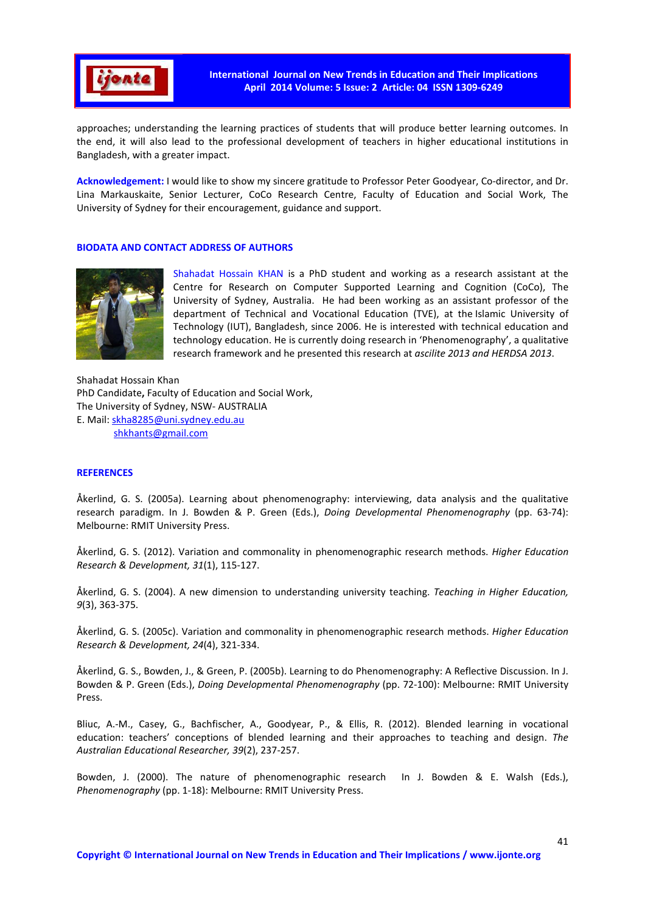approaches; understanding the learning practices of students that will produce better learning outcomes. In the end, it will also lead to the professional development of teachers in higher educational institutions in Bangladesh, with a greater impact.

**Acknowledgement:** I would like to show my sincere gratitude to Professor Peter Goodyear, Co-director, and Dr. Lina Markauskaite, Senior Lecturer, CoCo Research Centre, Faculty of Education and Social Work, The University of Sydney for their encouragement, guidance and support.

## BIODATA AND CONTACT ADDRESS OF AUTHORS

Shahadat Hossain KHAN is a PhD student and working as a research assistant at the Centre for Research on Computer Supported Learning and Cognition (CoCo), The University of Sydney, Australia. He had been working as an assistant professor of the department of Technical and Vocational Education (TVE), at the Islamic University of Technology (IUT), Bangladesh, since 2006. He is interested with technical education and technology education. He is currently doing research in 'Phenomenography', a qualitative research framework and he presented this research at *ascilite 2013 and HERDSA 2013*.

Shahadat Hossain Khan
PhD Candidate**,** Faculty of Education and Social Work,
The University of Sydney, NSW- AUSTRALIA
E. Mail: skha8285@uni.sydney.edu.au
shkhants@gmail.com

## REFERENCES

Åkerlind, G. S. (2005a). Learning about phenomenography: interviewing, data analysis and the qualitative research paradigm. In J. Bowden & P. Green (Eds.), *Doing Developmental Phenomenography* (pp. 63-74): Melbourne: RMIT University Press.

Åkerlind, G. S. (2012). Variation and commonality in phenomenographic research methods. *Higher Education Research & Development, 31*(1), 115-127.

Åkerlind, G. S. (2004). A new dimension to understanding university teaching. *Teaching in Higher Education, 9*(3), 363-375.

Åkerlind, G. S. (2005c). Variation and commonality in phenomenographic research methods. *Higher Education Research & Development, 24*(4), 321-334.

Åkerlind, G. S., Bowden, J., & Green, P. (2005b). Learning to do Phenomenography: A Reflective Discussion. In J. Bowden & P. Green (Eds.), *Doing Developmental Phenomenography* (pp. 72-100): Melbourne: RMIT University Press.

Bliuc, A.-M., Casey, G., Bachfischer, A., Goodyear, P., & Ellis, R. (2012). Blended learning in vocational education: teachers' conceptions of blended learning and their approaches to teaching and design. *The Australian Educational Researcher, 39*(2), 237-257.

Bowden, J. (2000). The nature of phenomenographic research In J. Bowden & E. Walsh (Eds.), *Phenomenography* (pp. 1-18): Melbourne: RMIT University Press.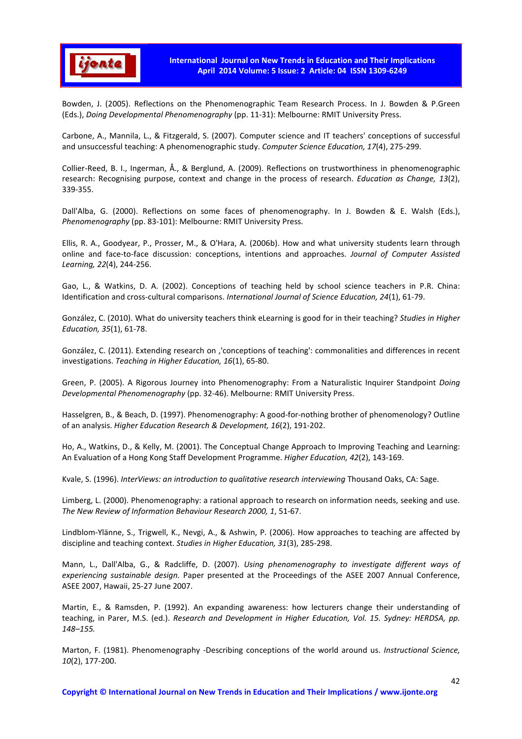Bowden, J. (2005). Reflections on the Phenomenographic Team Research Process. In J. Bowden & P.Green (Eds.), *Doing Developmental Phenomenography* (pp. 11-31): Melbourne: RMIT University Press.

Carbone, A., Mannila, L., & Fitzgerald, S. (2007). Computer science and IT teachers' conceptions of successful and unsuccessful teaching: A phenomenographic study. *Computer Science Education, 17*(4), 275-299.

Collier-Reed, B. I., Ingerman, Å., & Berglund, A. (2009). Reflections on trustworthiness in phenomenographic research: Recognising purpose, context and change in the process of research. *Education as Change, 13*(2), 339-355.

Dall'Alba, G. (2000). Reflections on some faces of phenomenography. In J. Bowden & E. Walsh (Eds.), *Phenomenography* (pp. 83-101): Melbourne: RMIT University Press.

Ellis, R. A., Goodyear, P., Prosser, M., & O'Hara, A. (2006b). How and what university students learn through online and face-to-face discussion: conceptions, intentions and approaches. *Journal of Computer Assisted Learning, 22*(4), 244-256.

Gao, L., & Watkins, D. A. (2002). Conceptions of teaching held by school science teachers in P.R. China: Identification and cross-cultural comparisons. *International Journal of Science Education, 24*(1), 61-79.

González, C. (2010). What do university teachers think eLearning is good for in their teaching? *Studies in Higher Education, 35*(1), 61-78.

González, C. (2011). Extending research on ,'conceptions of teaching': commonalities and differences in recent investigations. *Teaching in Higher Education, 16*(1), 65-80.

Green, P. (2005). A Rigorous Journey into Phenomenography: From a Naturalistic Inquirer Standpoint *Doing Developmental Phenomenography* (pp. 32-46). Melbourne: RMIT University Press.

Hasselgren, B., & Beach, D. (1997). Phenomenography: A good-for-nothing brother of phenomenology? Outline of an analysis. *Higher Education Research & Development, 16*(2), 191-202.

Ho, A., Watkins, D., & Kelly, M. (2001). The Conceptual Change Approach to Improving Teaching and Learning: An Evaluation of a Hong Kong Staff Development Programme. *Higher Education, 42*(2), 143-169.

Kvale, S. (1996). *InterViews: an introduction to qualitative research interviewing* Thousand Oaks, CA: Sage.

Limberg, L. (2000). Phenomenography: a rational approach to research on information needs, seeking and use. *The New Review of Information Behaviour Research 2000, 1*, 51-67.

Lindblom-Ylänne, S., Trigwell, K., Nevgi, A., & Ashwin, P. (2006). How approaches to teaching are affected by discipline and teaching context. *Studies in Higher Education, 31*(3), 285-298.

Mann, L., Dall'Alba, G., & Radcliffe, D. (2007). *Using phenomenography to investigate different ways of experiencing sustainable design.* Paper presented at the Proceedings of the ASEE 2007 Annual Conference, ASEE 2007, Hawaii, 25-27 June 2007.

Martin, E., & Ramsden, P. (1992). An expanding awareness: how lecturers change their understanding of teaching, in Parer, M.S. (ed.). *Research and Development in Higher Education, Vol. 15. Sydney: HERDSA, pp. 148–155.*

Marton, F. (1981). Phenomenography -Describing conceptions of the world around us. *Instructional Science, 10*(2), 177-200.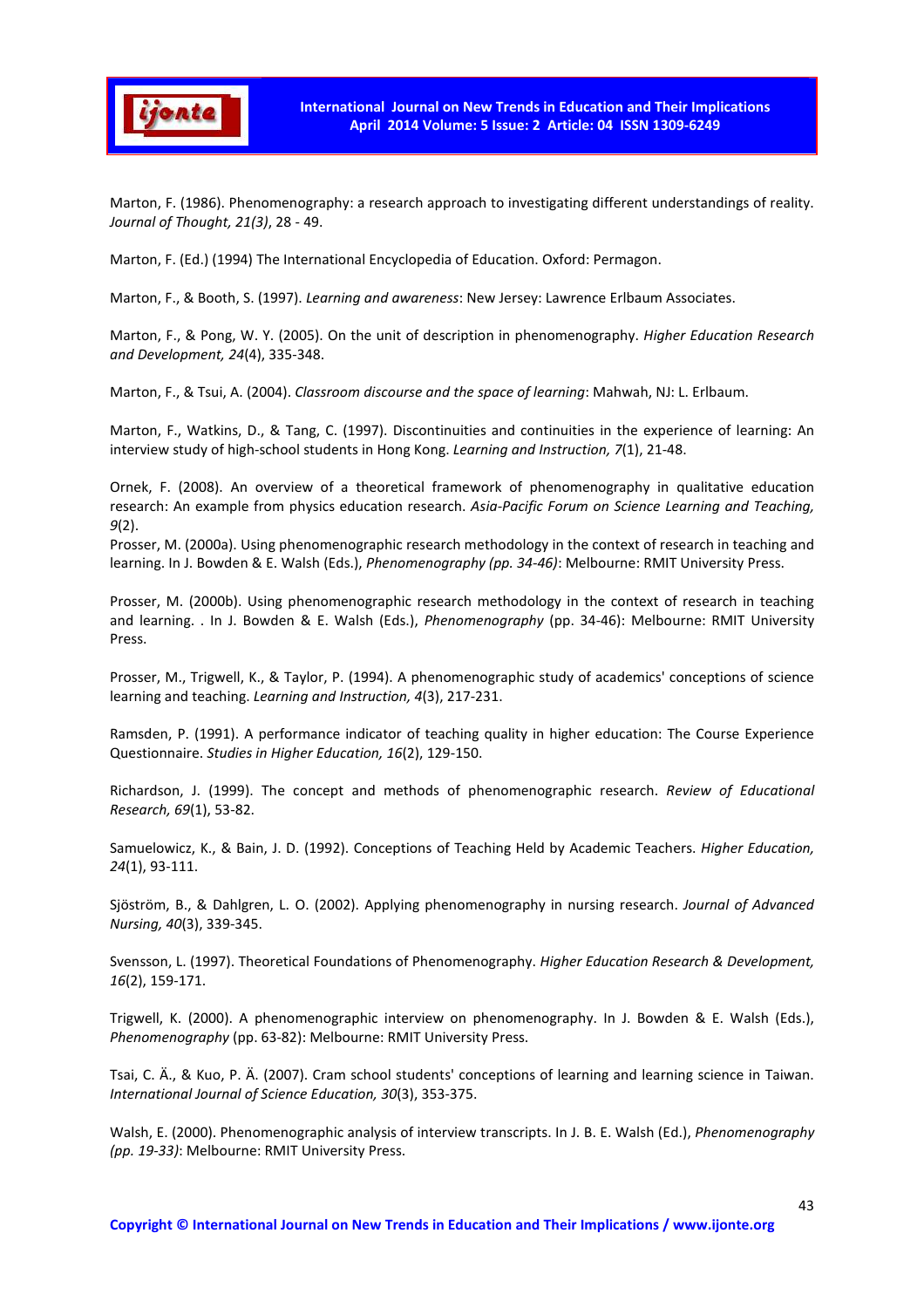Marton, F. (1986). Phenomenography: a research approach to investigating different understandings of reality. *Journal of Thought, 21(3)*, 28 - 49.

Marton, F. (Ed.) (1994) The International Encyclopedia of Education. Oxford: Permagon.

Marton, F., & Booth, S. (1997). *Learning and awareness*: New Jersey: Lawrence Erlbaum Associates.

Marton, F., & Pong, W. Y. (2005). On the unit of description in phenomenography. *Higher Education Research and Development, 24*(4), 335-348.

Marton, F., & Tsui, A. (2004). *Classroom discourse and the space of learning*: Mahwah, NJ: L. Erlbaum.

Marton, F., Watkins, D., & Tang, C. (1997). Discontinuities and continuities in the experience of learning: An interview study of high-school students in Hong Kong. *Learning and Instruction, 7*(1), 21-48.

Ornek, F. (2008). An overview of a theoretical framework of phenomenography in qualitative education research: An example from physics education research. *Asia-Pacific Forum on Science Learning and Teaching, 9*(2).

Prosser, M. (2000a). Using phenomenographic research methodology in the context of research in teaching and learning. In J. Bowden & E. Walsh (Eds.), *Phenomenography (pp. 34-46)*: Melbourne: RMIT University Press.

Prosser, M. (2000b). Using phenomenographic research methodology in the context of research in teaching and learning. . In J. Bowden & E. Walsh (Eds.), *Phenomenography* (pp. 34-46): Melbourne: RMIT University Press.

Prosser, M., Trigwell, K., & Taylor, P. (1994). A phenomenographic study of academics' conceptions of science learning and teaching. *Learning and Instruction, 4*(3), 217-231.

Ramsden, P. (1991). A performance indicator of teaching quality in higher education: The Course Experience Questionnaire. *Studies in Higher Education, 16*(2), 129-150.

Richardson, J. (1999). The concept and methods of phenomenographic research. *Review of Educational Research, 69*(1), 53-82.

Samuelowicz, K., & Bain, J. D. (1992). Conceptions of Teaching Held by Academic Teachers. *Higher Education, 24*(1), 93-111.

Sjöström, B., & Dahlgren, L. O. (2002). Applying phenomenography in nursing research. *Journal of Advanced Nursing, 40*(3), 339-345.

Svensson, L. (1997). Theoretical Foundations of Phenomenography. *Higher Education Research & Development, 16*(2), 159-171.

Trigwell, K. (2000). A phenomenographic interview on phenomenography. In J. Bowden & E. Walsh (Eds.), *Phenomenography* (pp. 63-82): Melbourne: RMIT University Press.

Tsai, C. Ä., & Kuo, P. Ä. (2007). Cram school students' conceptions of learning and learning science in Taiwan. *International Journal of Science Education, 30*(3), 353-375.

Walsh, E. (2000). Phenomenographic analysis of interview transcripts. In J. B. E. Walsh (Ed.), *Phenomenography (pp. 19-33)*: Melbourne: RMIT University Press.